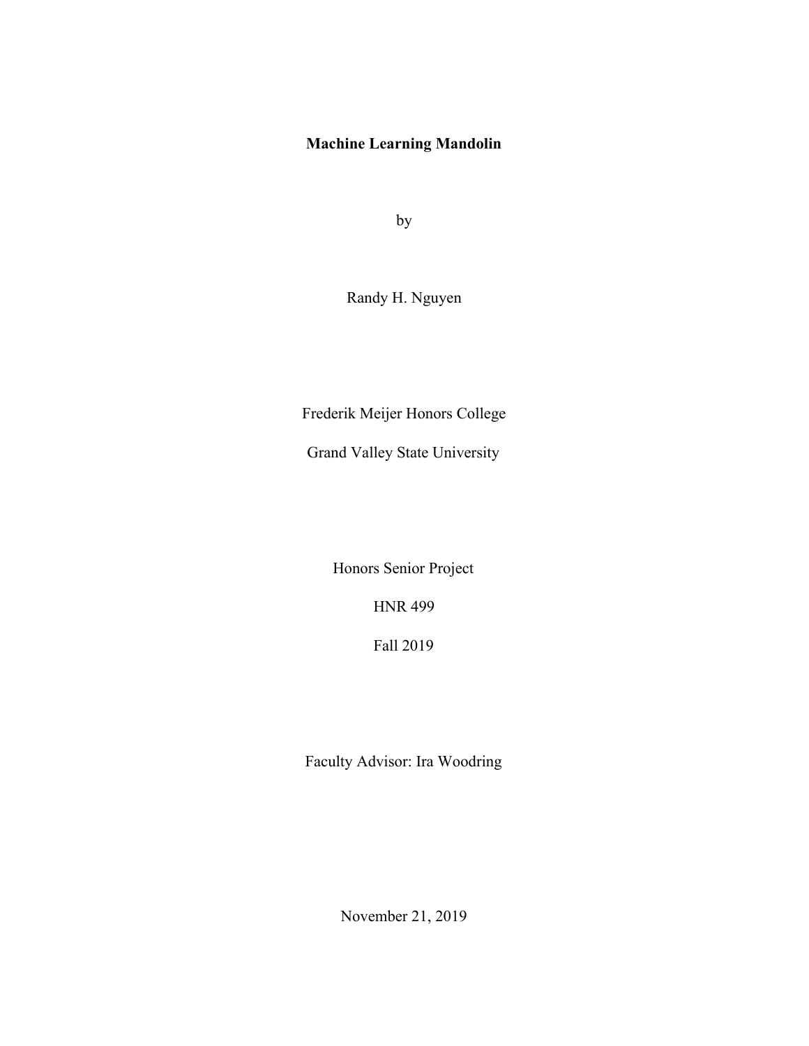# Machine Learning Mandolin

by

Randy H. Nguyen

Frederik Meijer Honors College

Grand Valley State University

Honors Senior Project

HNR 499

Fall 2019

Faculty Advisor: Ira Woodring

November 21, 2019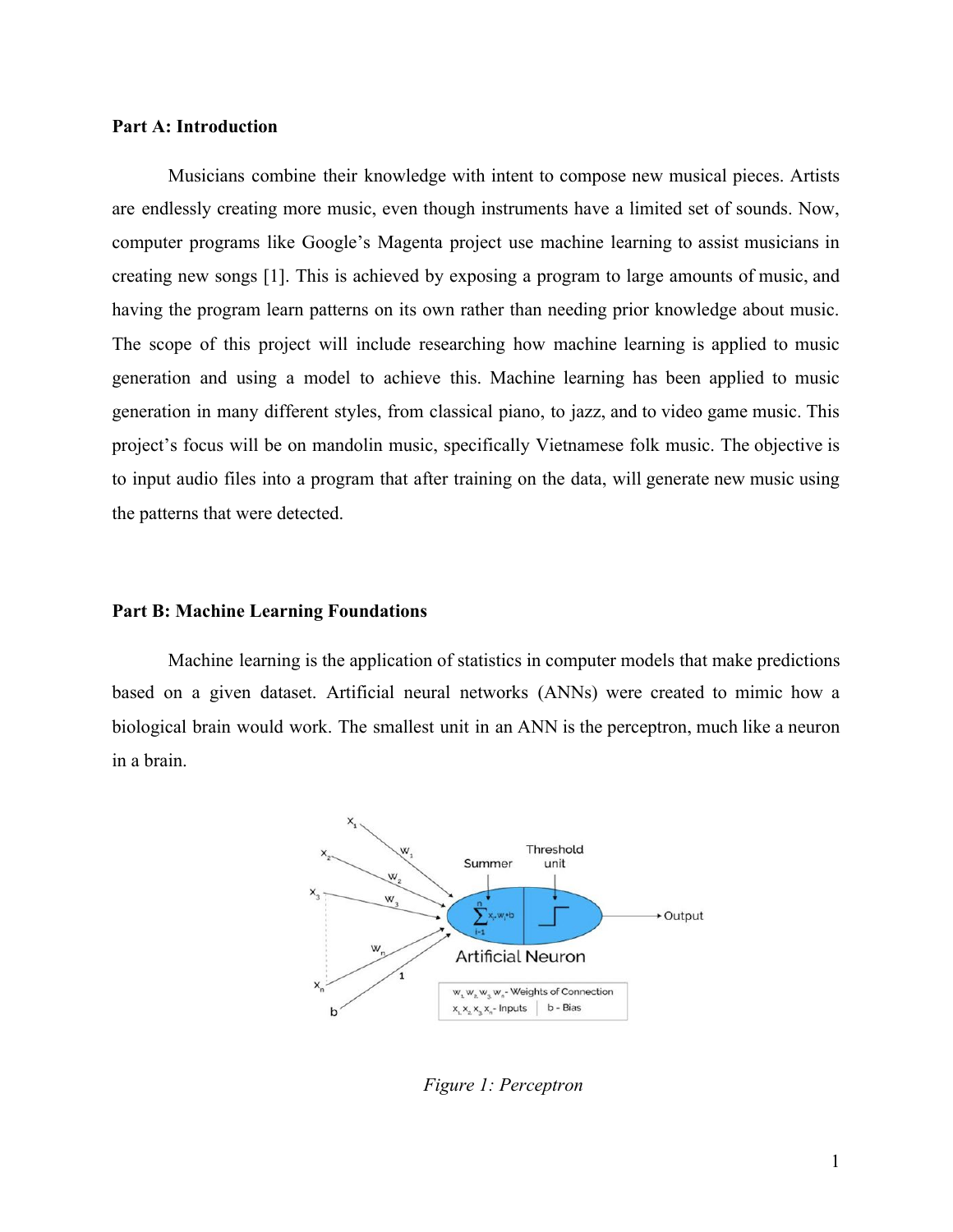## Part A: Introduction

Musicians combine their knowledge with intent to compose new musical pieces. Artists are endlessly creating more music, even though instruments have a limited set of sounds. Now, computer programs like Google's Magenta project use machine learning to assist musicians in creating new songs [1]. This is achieved by exposing a program to large amounts of music, and having the program learn patterns on its own rather than needing prior knowledge about music. The scope of this project will include researching how machine learning is applied to music generation and using a model to achieve this. Machine learning has been applied to music generation in many different styles, from classical piano, to jazz, and to video game music. This project's focus will be on mandolin music, specifically Vietnamese folk music. The objective is to input audio files into a program that after training on the data, will generate new music using the patterns that were detected.

## Part B: Machine Learning Foundations

Machine learning is the application of statistics in computer models that make predictions based on a given dataset. Artificial neural networks (ANNs) were created to mimic how a biological brain would work. The smallest unit in an ANN is the perceptron, much like a neuron in a brain.

*Figure 1: Perceptron*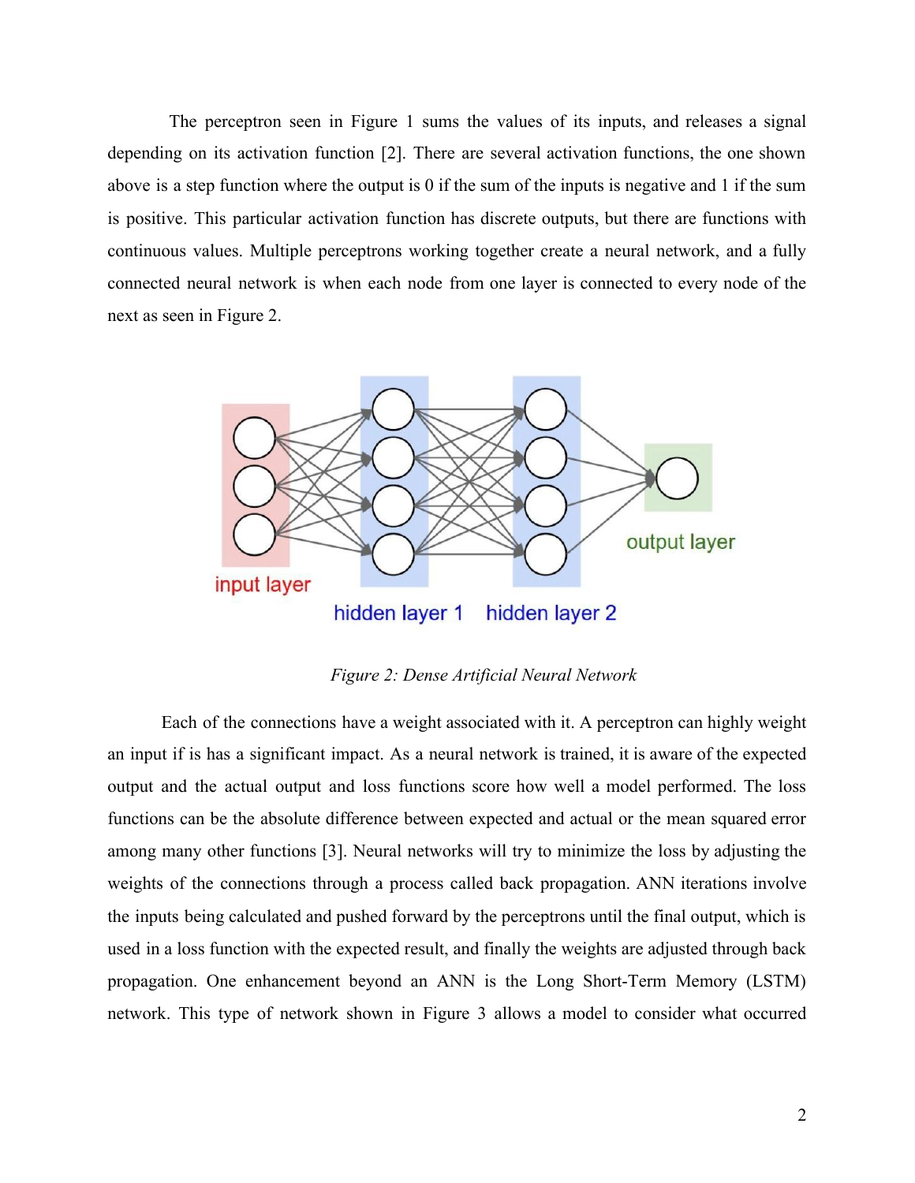The perceptron seen in Figure 1 sums the values of its inputs, and releases a signal depending on its activation function [2]. There are several activation functions, the one shown above is a step function where the output is 0 if the sum of the inputs is negative and 1 if the sum is positive. This particular activation function has discrete outputs, but there are functions with continuous values. Multiple perceptrons working together create a neural network, and a fully connected neural network is when each node from one layer is connected to every node of the next as seen in Figure 2.

*Figure 2: Dense Artificial Neural Network*

Each of the connections have a weight associated with it. A perceptron can highly weight an input if is has a significant impact. As a neural network is trained, it is aware of the expected output and the actual output and loss functions score how well a model performed. The loss functions can be the absolute difference between expected and actual or the mean squared error among many other functions [3]. Neural networks will try to minimize the loss by adjusting the weights of the connections through a process called back propagation. ANN iterations involve the inputs being calculated and pushed forward by the perceptrons until the final output, which is used in a loss function with the expected result, and finally the weights are adjusted through back propagation. One enhancement beyond an ANN is the Long Short-Term Memory (LSTM) network. This type of network shown in Figure 3 allows a model to consider what occurred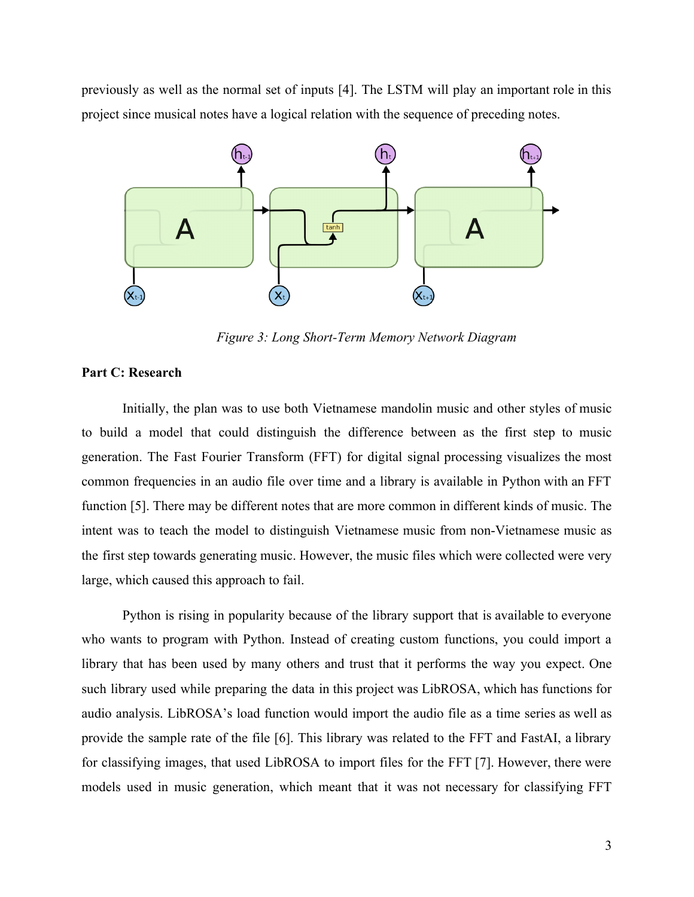previously as well as the normal set of inputs [4]. The LSTM will play an important role in this project since musical notes have a logical relation with the sequence of preceding notes.

*Figure 3: Long Short-Term Memory Network Diagram*

**Part C: Research**

Initially, the plan was to use both Vietnamese mandolin music and other styles of music to build a model that could distinguish the difference between as the first step to music generation. The Fast Fourier Transform (FFT) for digital signal processing visualizes the most common frequencies in an audio file over time and a library is available in Python with an FFT function [5]. There may be different notes that are more common in different kinds of music. The intent was to teach the model to distinguish Vietnamese music from non-Vietnamese music as the first step towards generating music. However, the music files which were collected were very large, which caused this approach to fail.

Python is rising in popularity because of the library support that is available to everyone who wants to program with Python. Instead of creating custom functions, you could import a library that has been used by many others and trust that it performs the way you expect. One such library used while preparing the data in this project was LibROSA, which has functions for audio analysis. LibROSA's load function would import the audio file as a time series as well as provide the sample rate of the file [6]. This library was related to the FFT and FastAI, a library for classifying images, that used LibROSA to import files for the FFT [7]. However, there were models used in music generation, which meant that it was not necessary for classifying FFT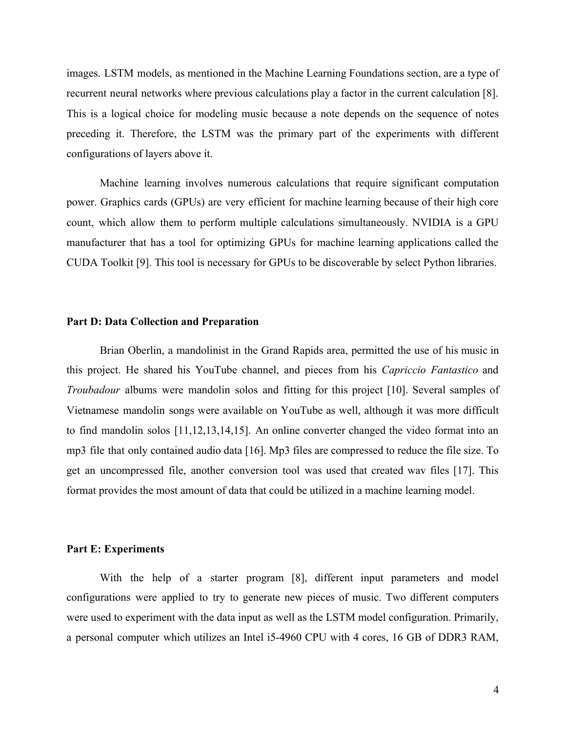images. LSTM models, as mentioned in the Machine Learning Foundations section, are a type of recurrent neural networks where previous calculations play a factor in the current calculation [8]. This is a logical choice for modeling music because a note depends on the sequence of notes preceding it. Therefore, the LSTM was the primary part of the experiments with different configurations of layers above it.

Machine learning involves numerous calculations that require significant computation power. Graphics cards (GPUs) are very efficient for machine learning because of their high core count, which allow them to perform multiple calculations simultaneously. NVIDIA is a GPU manufacturer that has a tool for optimizing GPUs for machine learning applications called the CUDA Toolkit [9]. This tool is necessary for GPUs to be discoverable by select Python libraries.

**Part D: Data Collection and Preparation**

Brian Oberlin, a mandolinist in the Grand Rapids area, permitted the use of his music in this project. He shared his YouTube channel, and pieces from his *Capriccio Fantastico* and *Troubadour* albums were mandolin solos and fitting for this project [10]. Several samples of Vietnamese mandolin songs were available on YouTube as well, although it was more difficult to find mandolin solos [11,12,13,14,15]. An online converter changed the video format into an mp3 file that only contained audio data [16]. Mp3 files are compressed to reduce the file size. To get an uncompressed file, another conversion tool was used that created wav files [17]. This format provides the most amount of data that could be utilized in a machine learning model.

**Part E: Experiments**

With the help of a starter program [8], different input parameters and model configurations were applied to try to generate new pieces of music. Two different computers were used to experiment with the data input as well as the LSTM model configuration. Primarily, a personal computer which utilizes an Intel i5-4960 CPU with 4 cores, 16 GB of DDR3 RAM,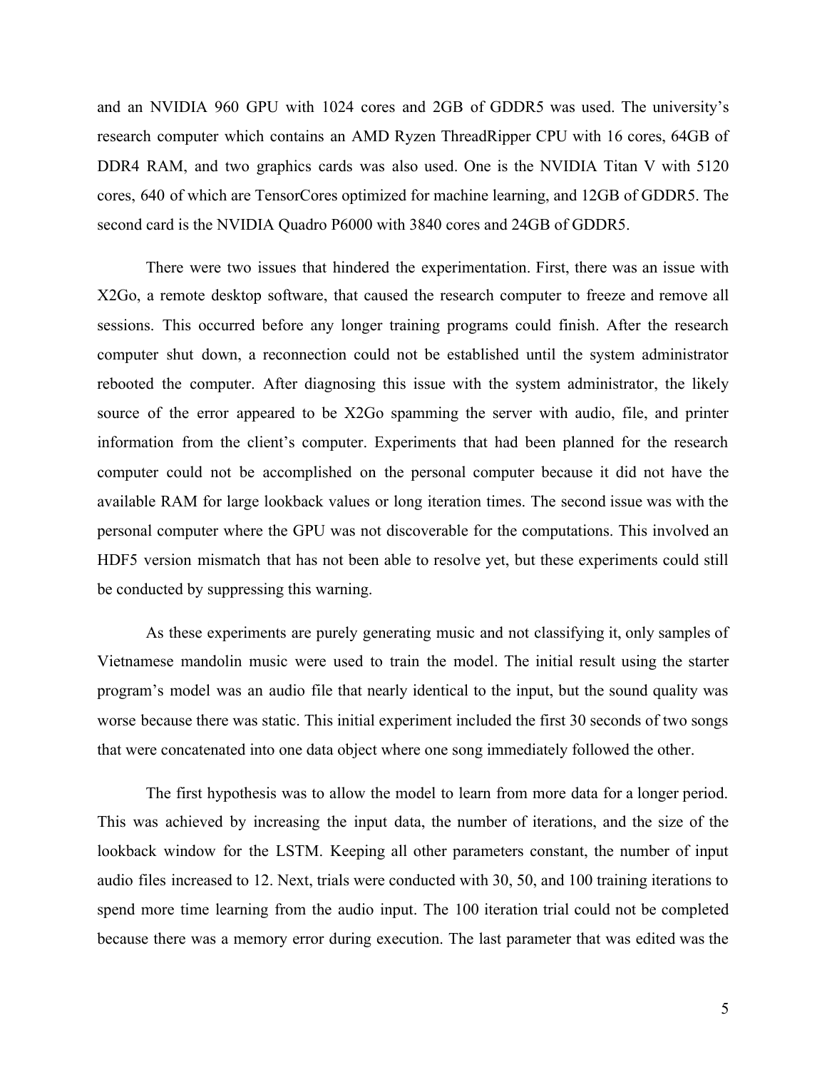and an NVIDIA 960 GPU with 1024 cores and 2GB of GDDR5 was used. The university's research computer which contains an AMD Ryzen ThreadRipper CPU with 16 cores, 64GB of DDR4 RAM, and two graphics cards was also used. One is the NVIDIA Titan V with 5120 cores, 640 of which are TensorCores optimized for machine learning, and 12GB of GDDR5. The second card is the NVIDIA Quadro P6000 with 3840 cores and 24GB of GDDR5.

There were two issues that hindered the experimentation. First, there was an issue with X2Go, a remote desktop software, that caused the research computer to freeze and remove all sessions. This occurred before any longer training programs could finish. After the research computer shut down, a reconnection could not be established until the system administrator rebooted the computer. After diagnosing this issue with the system administrator, the likely source of the error appeared to be X2Go spamming the server with audio, file, and printer information from the client's computer. Experiments that had been planned for the research computer could not be accomplished on the personal computer because it did not have the available RAM for large lookback values or long iteration times. The second issue was with the personal computer where the GPU was not discoverable for the computations. This involved an HDF5 version mismatch that has not been able to resolve yet, but these experiments could still be conducted by suppressing this warning.

As these experiments are purely generating music and not classifying it, only samples of Vietnamese mandolin music were used to train the model. The initial result using the starter program's model was an audio file that nearly identical to the input, but the sound quality was worse because there was static. This initial experiment included the first 30 seconds of two songs that were concatenated into one data object where one song immediately followed the other.

The first hypothesis was to allow the model to learn from more data for a longer period. This was achieved by increasing the input data, the number of iterations, and the size of the lookback window for the LSTM. Keeping all other parameters constant, the number of input audio files increased to 12. Next, trials were conducted with 30, 50, and 100 training iterations to spend more time learning from the audio input. The 100 iteration trial could not be completed because there was a memory error during execution. The last parameter that was edited was the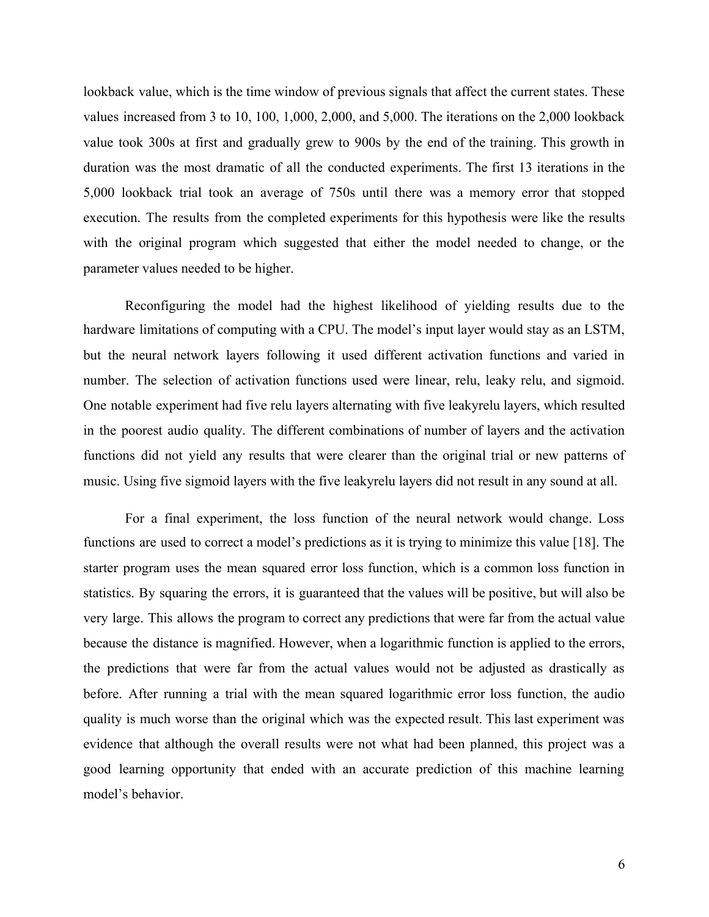lookback value, which is the time window of previous signals that affect the current states. These values increased from 3 to 10, 100, 1,000, 2,000, and 5,000. The iterations on the 2,000 lookback value took 300s at first and gradually grew to 900s by the end of the training. This growth in duration was the most dramatic of all the conducted experiments. The first 13 iterations in the 5,000 lookback trial took an average of 750s until there was a memory error that stopped execution. The results from the completed experiments for this hypothesis were like the results with the original program which suggested that either the model needed to change, or the parameter values needed to be higher.

Reconfiguring the model had the highest likelihood of yielding results due to the hardware limitations of computing with a CPU. The model's input layer would stay as an LSTM, but the neural network layers following it used different activation functions and varied in number. The selection of activation functions used were linear, relu, leaky relu, and sigmoid. One notable experiment had five relu layers alternating with five leakyrelu layers, which resulted in the poorest audio quality. The different combinations of number of layers and the activation functions did not yield any results that were clearer than the original trial or new patterns of music. Using five sigmoid layers with the five leakyrelu layers did not result in any sound at all.

For a final experiment, the loss function of the neural network would change. Loss functions are used to correct a model's predictions as it is trying to minimize this value [18]. The starter program uses the mean squared error loss function, which is a common loss function in statistics. By squaring the errors, it is guaranteed that the values will be positive, but will also be very large. This allows the program to correct any predictions that were far from the actual value because the distance is magnified. However, when a logarithmic function is applied to the errors, the predictions that were far from the actual values would not be adjusted as drastically as before. After running a trial with the mean squared logarithmic error loss function, the audio quality is much worse than the original which was the expected result. This last experiment was evidence that although the overall results were not what had been planned, this project was a good learning opportunity that ended with an accurate prediction of this machine learning model's behavior.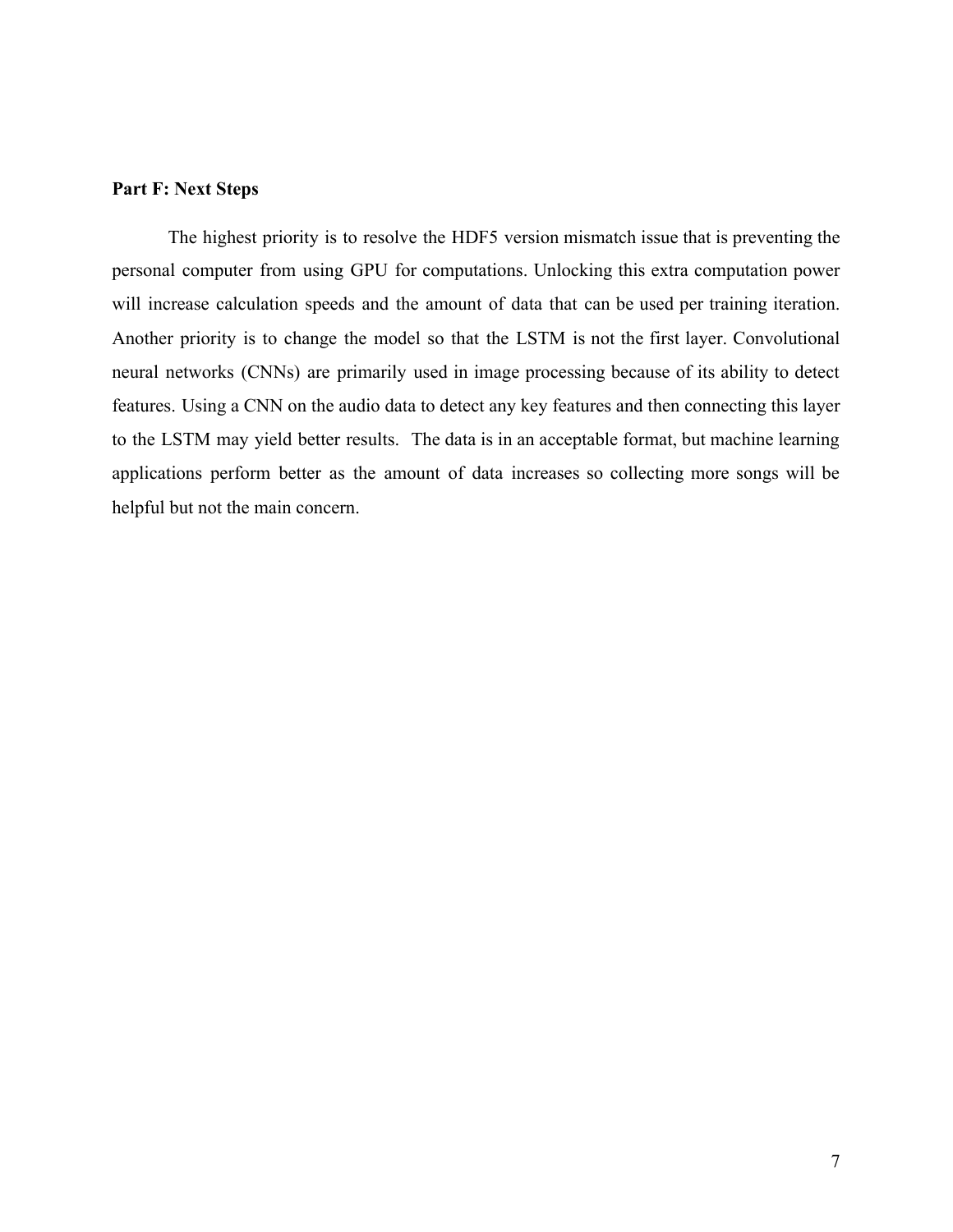**Part F: Next Steps**

The highest priority is to resolve the HDF5 version mismatch issue that is preventing the personal computer from using GPU for computations. Unlocking this extra computation power will increase calculation speeds and the amount of data that can be used per training iteration. Another priority is to change the model so that the LSTM is not the first layer. Convolutional neural networks (CNNs) are primarily used in image processing because of its ability to detect features. Using a CNN on the audio data to detect any key features and then connecting this layer to the LSTM may yield better results. The data is in an acceptable format, but machine learning applications perform better as the amount of data increases so collecting more songs will be helpful but not the main concern.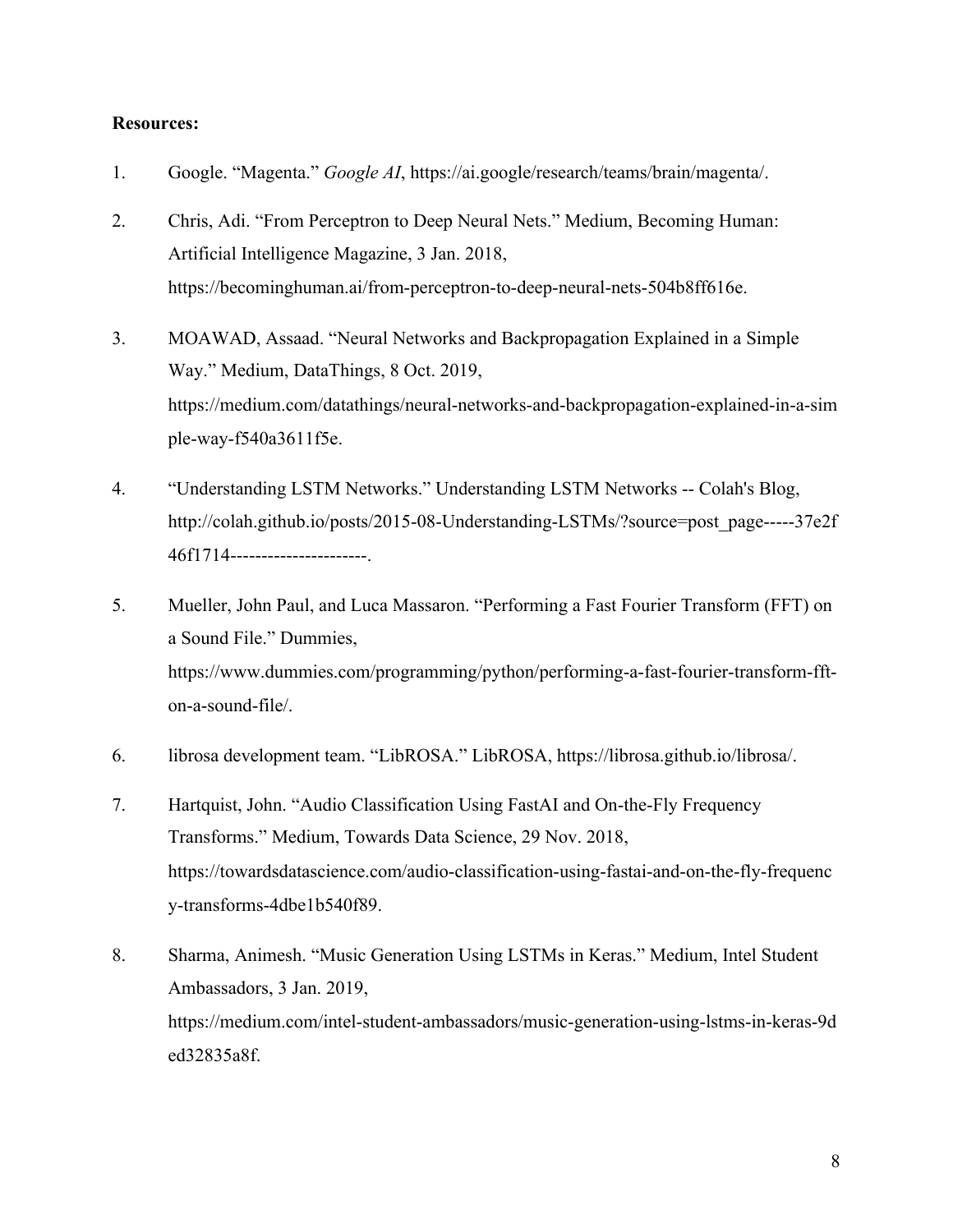**Resources:**

1. Google. "Magenta." *Google AI*, https://ai.google/research/teams/brain/magenta/.

2. Chris, Adi. "From Perceptron to Deep Neural Nets." Medium, Becoming Human: Artificial Intelligence Magazine, 3 Jan. 2018, https://becominghuman.ai/from-perceptron-to-deep-neural-nets-504b8ff616e.

3. MOAWAD, Assaad. "Neural Networks and Backpropagation Explained in a Simple Way." Medium, DataThings, 8 Oct. 2019, https://medium.com/datathings/neural-networks-and-backpropagation-explained-in-a-simple-way-f540a3611f5e.

4. "Understanding LSTM Networks." Understanding LSTM Networks -- Colah's Blog, http://colah.github.io/posts/2015-08-Understanding-LSTMs/?source=post_page-----37e2f46f1714----------------------.

5. Mueller, John Paul, and Luca Massaron. "Performing a Fast Fourier Transform (FFT) on a Sound File." Dummies, https://www.dummies.com/programming/python/performing-a-fast-fourier-transform-fft-on-a-sound-file/.

6. librosa development team. "LibROSA." LibROSA, https://librosa.github.io/librosa/.

7. Hartquist, John. "Audio Classification Using FastAI and On-the-Fly Frequency Transforms." Medium, Towards Data Science, 29 Nov. 2018, https://towardsdatascience.com/audio-classification-using-fastai-and-on-the-fly-frequency-transforms-4dbe1b540f89.

8. Sharma, Animesh. "Music Generation Using LSTMs in Keras." Medium, Intel Student Ambassadors, 3 Jan. 2019, https://medium.com/intel-student-ambassadors/music-generation-using-lstms-in-keras-9ded32835a8f.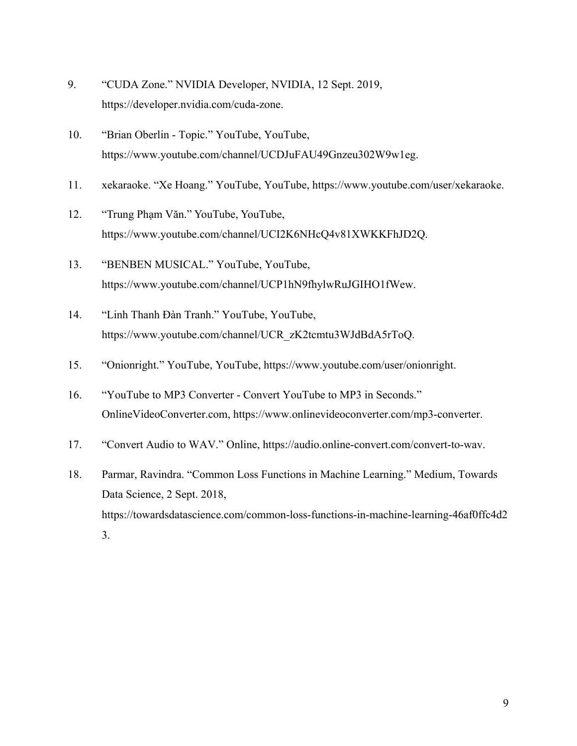9. "CUDA Zone." NVIDIA Developer, NVIDIA, 12 Sept. 2019, https://developer.nvidia.com/cuda-zone.

10. "Brian Oberlin - Topic." YouTube, YouTube, https://www.youtube.com/channel/UCDJuFAU49Gnzeu302W9w1eg.

11. xekaraoke. "Xe Hoang." YouTube, YouTube, https://www.youtube.com/user/xekaraoke.

12. "Trung Phạm Văn." YouTube, YouTube, https://www.youtube.com/channel/UCI2K6NHcQ4v81XWKKFhJD2Q.

13. "BENBEN MUSICAL." YouTube, YouTube, https://www.youtube.com/channel/UCP1hN9fhylwRuJGIHO1fWew.

14. "Linh Thanh Đàn Tranh." YouTube, YouTube, https://www.youtube.com/channel/UCR_zK2tcmtu3WJdBdA5rToQ.

15. "Onionright." YouTube, YouTube, https://www.youtube.com/user/onionright.

16. "YouTube to MP3 Converter - Convert YouTube to MP3 in Seconds." OnlineVideoConverter.com, https://www.onlinevideoconverter.com/mp3-converter.

17. "Convert Audio to WAV." Online, https://audio.online-convert.com/convert-to-wav.

18. Parmar, Ravindra. "Common Loss Functions in Machine Learning." Medium, Towards Data Science, 2 Sept. 2018, https://towardsdatascience.com/common-loss-functions-in-machine-learning-46af0ffc4d23.